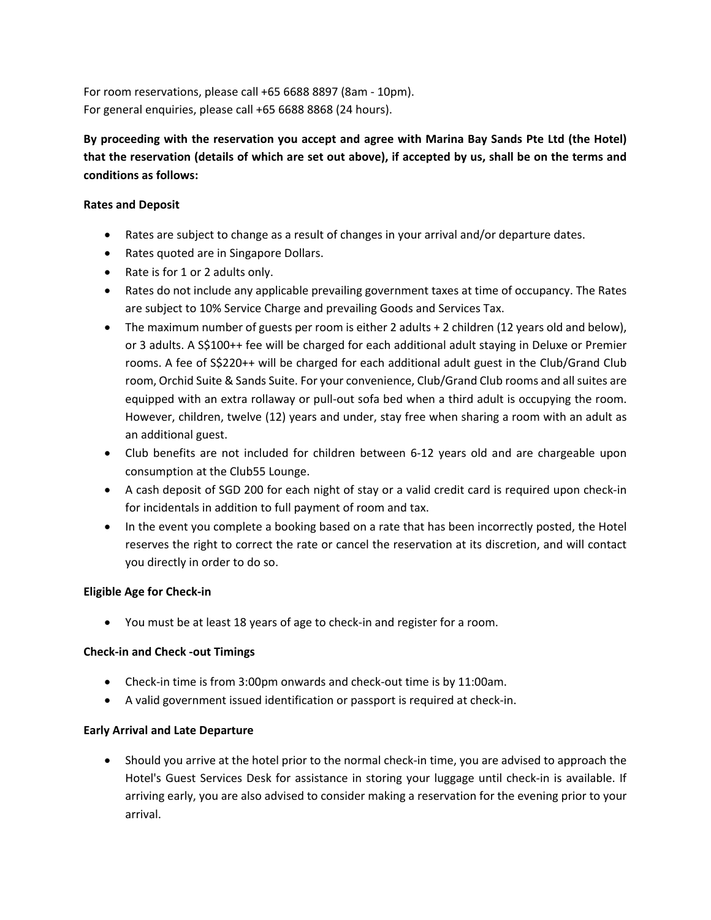For room reservations, please call +65 6688 8897 (8am - 10pm).
For general enquiries, please call +65 6688 8868 (24 hours).

**By proceeding with the reservation you accept and agree with Marina Bay Sands Pte Ltd (the Hotel) that the reservation (details of which are set out above), if accepted by us, shall be on the terms and conditions as follows:**

**Rates and Deposit**

- Rates are subject to change as a result of changes in your arrival and/or departure dates.
- Rates quoted are in Singapore Dollars.
- Rate is for 1 or 2 adults only.
- Rates do not include any applicable prevailing government taxes at time of occupancy. The Rates are subject to 10% Service Charge and prevailing Goods and Services Tax.
- The maximum number of guests per room is either 2 adults + 2 children (12 years old and below), or 3 adults. A S$100++ fee will be charged for each additional adult staying in Deluxe or Premier rooms. A fee of S$220++ will be charged for each additional adult guest in the Club/Grand Club room, Orchid Suite & Sands Suite. For your convenience, Club/Grand Club rooms and all suites are equipped with an extra rollaway or pull-out sofa bed when a third adult is occupying the room. However, children, twelve (12) years and under, stay free when sharing a room with an adult as an additional guest.
- Club benefits are not included for children between 6-12 years old and are chargeable upon consumption at the Club55 Lounge.
- A cash deposit of SGD 200 for each night of stay or a valid credit card is required upon check-in for incidentals in addition to full payment of room and tax.
- In the event you complete a booking based on a rate that has been incorrectly posted, the Hotel reserves the right to correct the rate or cancel the reservation at its discretion, and will contact you directly in order to do so.

**Eligible Age for Check-in**

- You must be at least 18 years of age to check-in and register for a room.

**Check-in and Check -out Timings**

- Check-in time is from 3:00pm onwards and check-out time is by 11:00am.
- A valid government issued identification or passport is required at check-in.

**Early Arrival and Late Departure**

- Should you arrive at the hotel prior to the normal check-in time, you are advised to approach the Hotel's Guest Services Desk for assistance in storing your luggage until check-in is available. If arriving early, you are also advised to consider making a reservation for the evening prior to your arrival.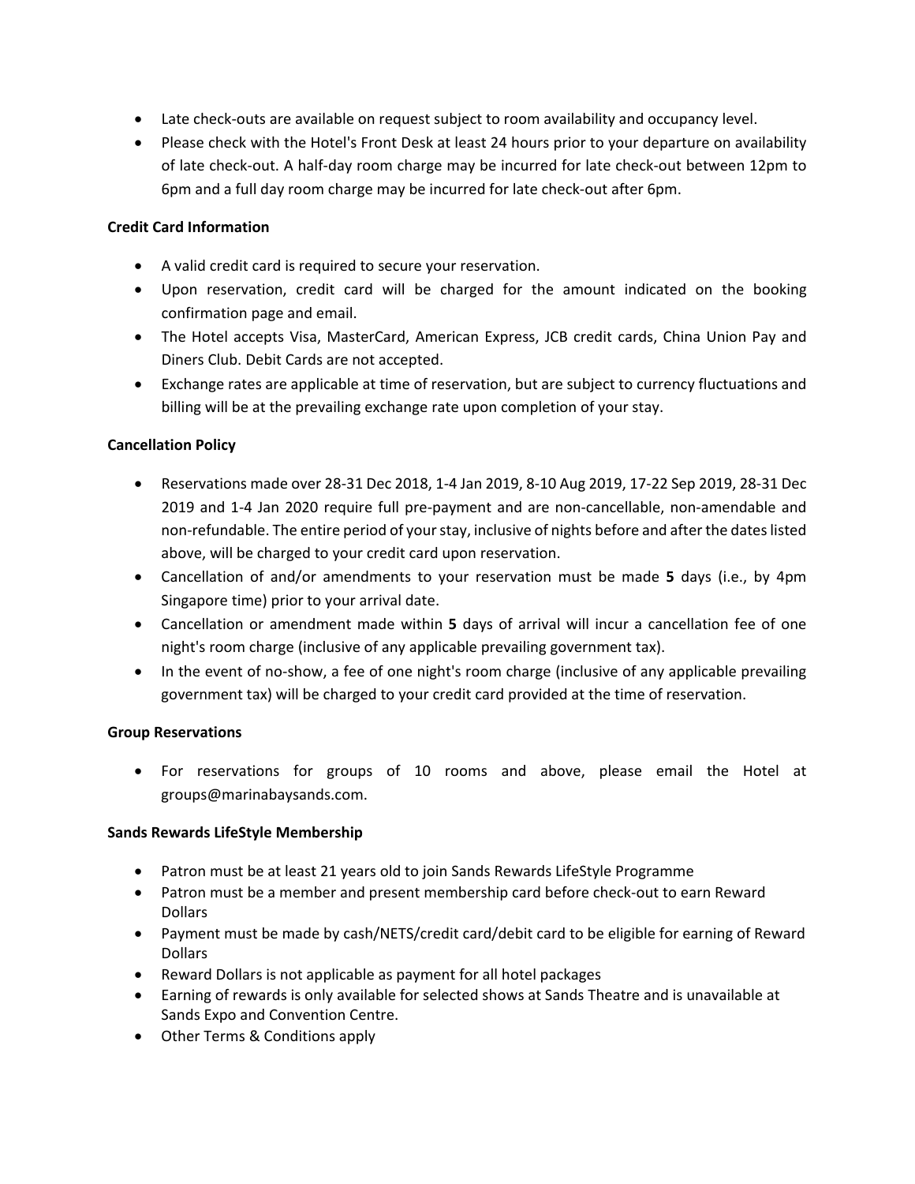- Late check-outs are available on request subject to room availability and occupancy level.
- Please check with the Hotel's Front Desk at least 24 hours prior to your departure on availability of late check-out. A half-day room charge may be incurred for late check-out between 12pm to 6pm and a full day room charge may be incurred for late check-out after 6pm.

**Credit Card Information**

- A valid credit card is required to secure your reservation.
- Upon reservation, credit card will be charged for the amount indicated on the booking confirmation page and email.
- The Hotel accepts Visa, MasterCard, American Express, JCB credit cards, China Union Pay and Diners Club. Debit Cards are not accepted.
- Exchange rates are applicable at time of reservation, but are subject to currency fluctuations and billing will be at the prevailing exchange rate upon completion of your stay.

**Cancellation Policy**

- Reservations made over 28-31 Dec 2018, 1-4 Jan 2019, 8-10 Aug 2019, 17-22 Sep 2019, 28-31 Dec 2019 and 1-4 Jan 2020 require full pre-payment and are non-cancellable, non-amendable and non-refundable. The entire period of your stay, inclusive of nights before and after the dates listed above, will be charged to your credit card upon reservation.
- Cancellation of and/or amendments to your reservation must be made **5** days (i.e., by 4pm Singapore time) prior to your arrival date.
- Cancellation or amendment made within **5** days of arrival will incur a cancellation fee of one night's room charge (inclusive of any applicable prevailing government tax).
- In the event of no-show, a fee of one night's room charge (inclusive of any applicable prevailing government tax) will be charged to your credit card provided at the time of reservation.

**Group Reservations**

- For reservations for groups of 10 rooms and above, please email the Hotel at groups@marinabaysands.com.

**Sands Rewards LifeStyle Membership**

- Patron must be at least 21 years old to join Sands Rewards LifeStyle Programme
- Patron must be a member and present membership card before check-out to earn Reward Dollars
- Payment must be made by cash/NETS/credit card/debit card to be eligible for earning of Reward Dollars
- Reward Dollars is not applicable as payment for all hotel packages
- Earning of rewards is only available for selected shows at Sands Theatre and is unavailable at Sands Expo and Convention Centre.
- Other Terms & Conditions apply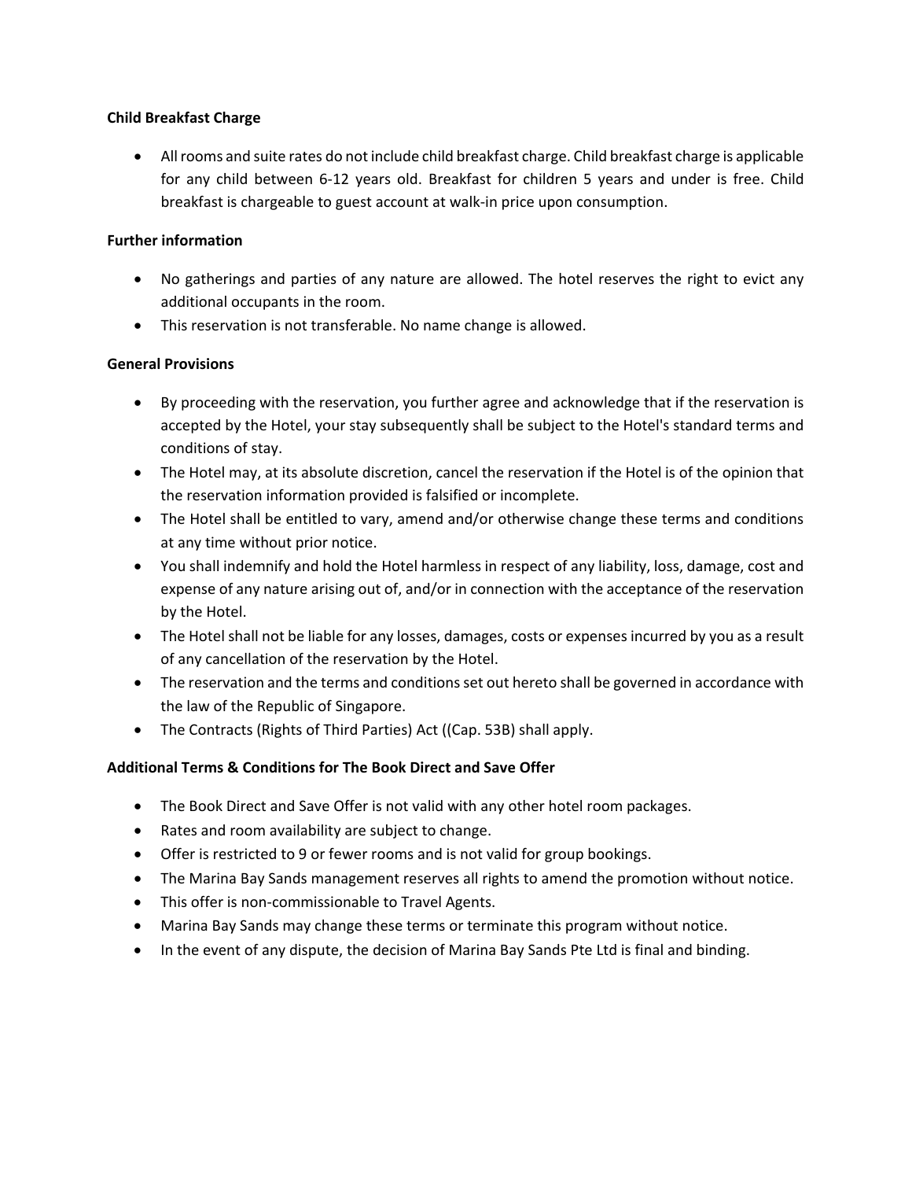**Child Breakfast Charge**

- All rooms and suite rates do not include child breakfast charge. Child breakfast charge is applicable for any child between 6-12 years old. Breakfast for children 5 years and under is free. Child breakfast is chargeable to guest account at walk-in price upon consumption.

**Further information**

- No gatherings and parties of any nature are allowed. The hotel reserves the right to evict any additional occupants in the room.
- This reservation is not transferable. No name change is allowed.

**General Provisions**

- By proceeding with the reservation, you further agree and acknowledge that if the reservation is accepted by the Hotel, your stay subsequently shall be subject to the Hotel's standard terms and conditions of stay.
- The Hotel may, at its absolute discretion, cancel the reservation if the Hotel is of the opinion that the reservation information provided is falsified or incomplete.
- The Hotel shall be entitled to vary, amend and/or otherwise change these terms and conditions at any time without prior notice.
- You shall indemnify and hold the Hotel harmless in respect of any liability, loss, damage, cost and expense of any nature arising out of, and/or in connection with the acceptance of the reservation by the Hotel.
- The Hotel shall not be liable for any losses, damages, costs or expenses incurred by you as a result of any cancellation of the reservation by the Hotel.
- The reservation and the terms and conditions set out hereto shall be governed in accordance with the law of the Republic of Singapore.
- The Contracts (Rights of Third Parties) Act ((Cap. 53B) shall apply.

**Additional Terms & Conditions for The Book Direct and Save Offer**

- The Book Direct and Save Offer is not valid with any other hotel room packages.
- Rates and room availability are subject to change.
- Offer is restricted to 9 or fewer rooms and is not valid for group bookings.
- The Marina Bay Sands management reserves all rights to amend the promotion without notice.
- This offer is non-commissionable to Travel Agents.
- Marina Bay Sands may change these terms or terminate this program without notice.
- In the event of any dispute, the decision of Marina Bay Sands Pte Ltd is final and binding.